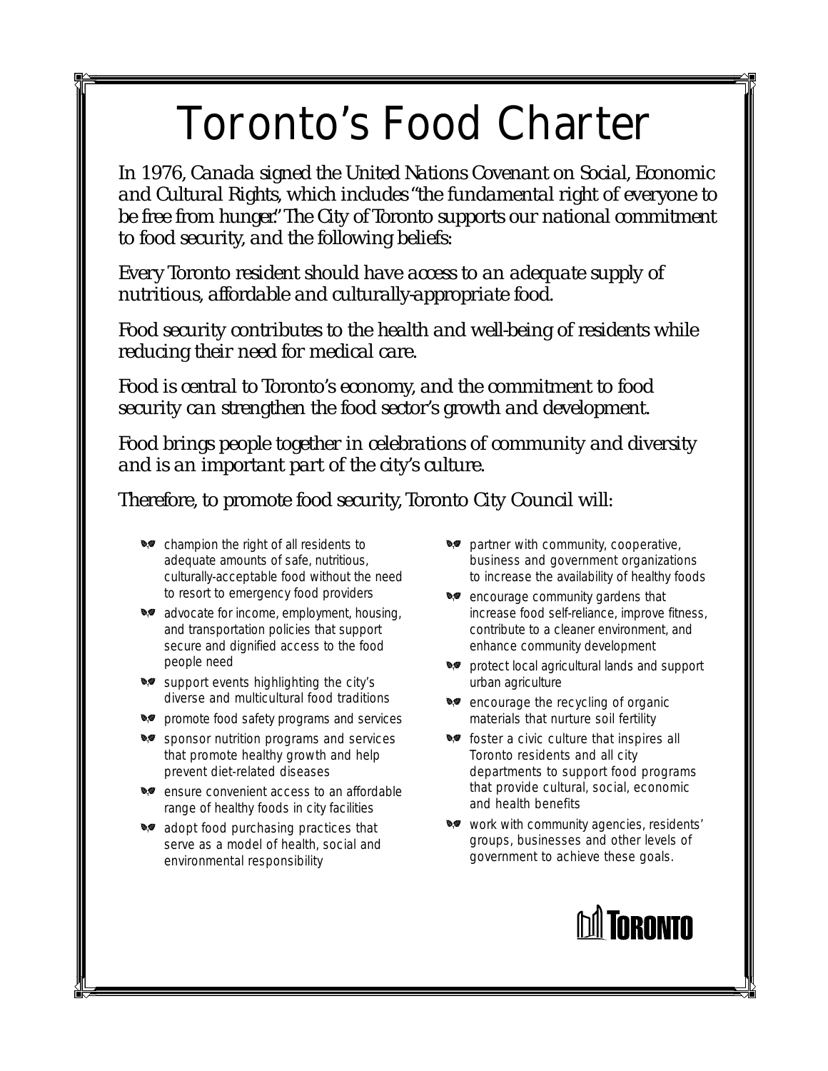# Toronto's Food Charter

*In 1976, Canada signed the United Nations Covenant on Social, Economic and Cultural Rights, which includes "the fundamental right of everyone to be free from hunger." The City of Toronto supports our national commitment to food security, and the following beliefs:*

*Every Toronto resident should have access to an adequate supply of nutritious, affordable and culturally-appropriate food.*

*Food security contributes to the health and well-being of residents while reducing their need for medical care.*

*Food is central to Toronto's economy, and the commitment to food security can strengthen the food sector's growth and development.*

*Food brings people together in celebrations of community and diversity and is an important part of the city's culture.*

*Therefore, to promote food security, Toronto City Council will:*

- champion the right of all residents to adequate amounts of safe, nutritious, culturally-acceptable food without the need to resort to emergency food providers
- advocate for income, employment, housing, and transportation policies that support secure and dignified access to the food people need
- support events highlighting the city's diverse and multicultural food traditions
- promote food safety programs and services
- sponsor nutrition programs and services that promote healthy growth and help prevent diet-related diseases
- ensure convenient access to an affordable range of healthy foods in city facilities
- adopt food purchasing practices that serve as a model of health, social and environmental responsibility
- partner with community, cooperative, business and government organizations to increase the availability of healthy foods
- encourage community gardens that increase food self-reliance, improve fitness, contribute to a cleaner environment, and enhance community development
- protect local agricultural lands and support urban agriculture
- encourage the recycling of organic materials that nurture soil fertility
- foster a civic culture that inspires all Toronto residents and all city departments to support food programs that provide cultural, social, economic and health benefits
- work with community agencies, residents' groups, businesses and other levels of government to achieve these goals.

TORONTO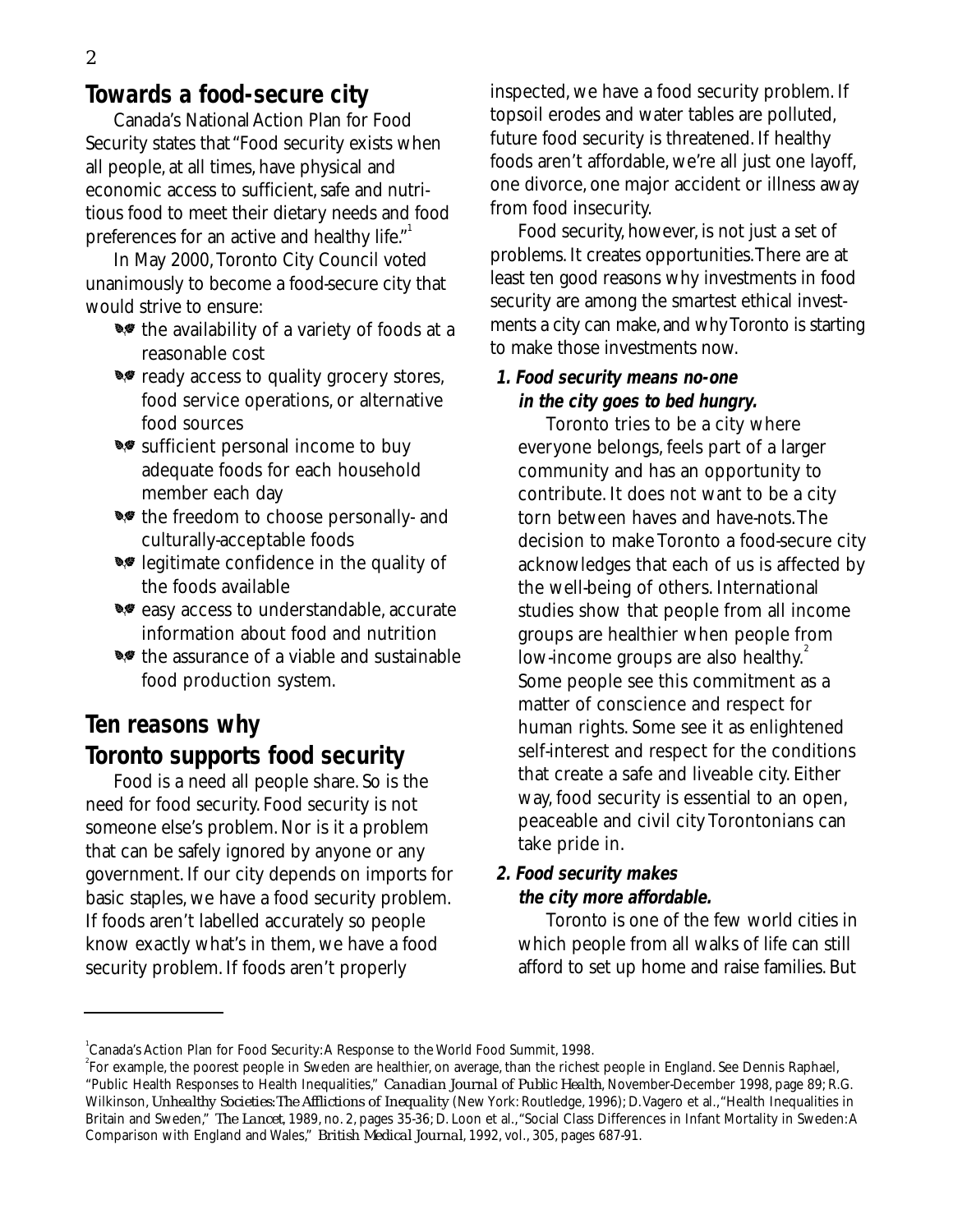## Towards a food-secure city

Canada's National Action Plan for Food Security states that "Food security exists when all people, at all times, have physical and economic access to sufficient, safe and nutritious food to meet their dietary needs and food preferences for an active and healthy life."[1]

In May 2000, Toronto City Council voted unanimously to become a food-secure city that would strive to ensure:

- the availability of a variety of foods at a reasonable cost
- ready access to quality grocery stores, food service operations, or alternative food sources
- sufficient personal income to buy adequate foods for each household member each day
- the freedom to choose personally- and culturally-acceptable foods
- legitimate confidence in the quality of the foods available
- easy access to understandable, accurate information about food and nutrition
- the assurance of a viable and sustainable food production system.

## Ten reasons why Toronto supports food security

Food is a need all people share. So is the need for food security. Food security is not someone else's problem. Nor is it a problem that can be safely ignored by anyone or any government. If our city depends on imports for basic staples, we have a food security problem. If foods aren't labelled accurately so people know exactly what's in them, we have a food security problem. If foods aren't properly inspected, we have a food security problem. If topsoil erodes and water tables are polluted, future food security is threatened. If healthy foods aren't affordable, we're all just one layoff, one divorce, one major accident or illness away from food insecurity.

Food security, however, is not just a set of problems. It creates opportunities. There are at least ten good reasons why investments in food security are among the smartest ethical investments a city can make, and why Toronto is starting to make those investments now.

### *1. Food security means no-one in the city goes to bed hungry.*

Toronto tries to be a city where everyone belongs, feels part of a larger community and has an opportunity to contribute. It does not want to be a city torn between haves and have-nots. The decision to make Toronto a food-secure city acknowledges that each of us is affected by the well-being of others. International studies show that people from all income groups are healthier when people from low-income groups are also healthy.[2] Some people see this commitment as a matter of conscience and respect for human rights. Some see it as enlightened self-interest and respect for the conditions that create a safe and liveable city. Either way, food security is essential to an open, peaceable and civil city Torontonians can take pride in.

### *2. Food security makes the city more affordable.*

Toronto is one of the few world cities in which people from all walks of life can still afford to set up home and raise families. But

---

[1] Canada's Action Plan for Food Security: A Response to the World Food Summit, 1998.

[2] For example, the poorest people in Sweden are healthier, on average, than the richest people in England. See Dennis Raphael, "Public Health Responses to Health Inequalities," *Canadian Journal of Public Health*, November-December 1998, page 89; R.G. Wilkinson, *Unhealthy Societies: The Afflictions of Inequality* (New York: Routledge, 1996); D. Vagero et al., "Health Inequalities in Britain and Sweden," *The Lancet*, 1989, no. 2, pages 35-36; D. Loon et al., "Social Class Differences in Infant Mortality in Sweden: A Comparison with England and Wales," *British Medical Journal*, 1992, vol., 305, pages 687-91.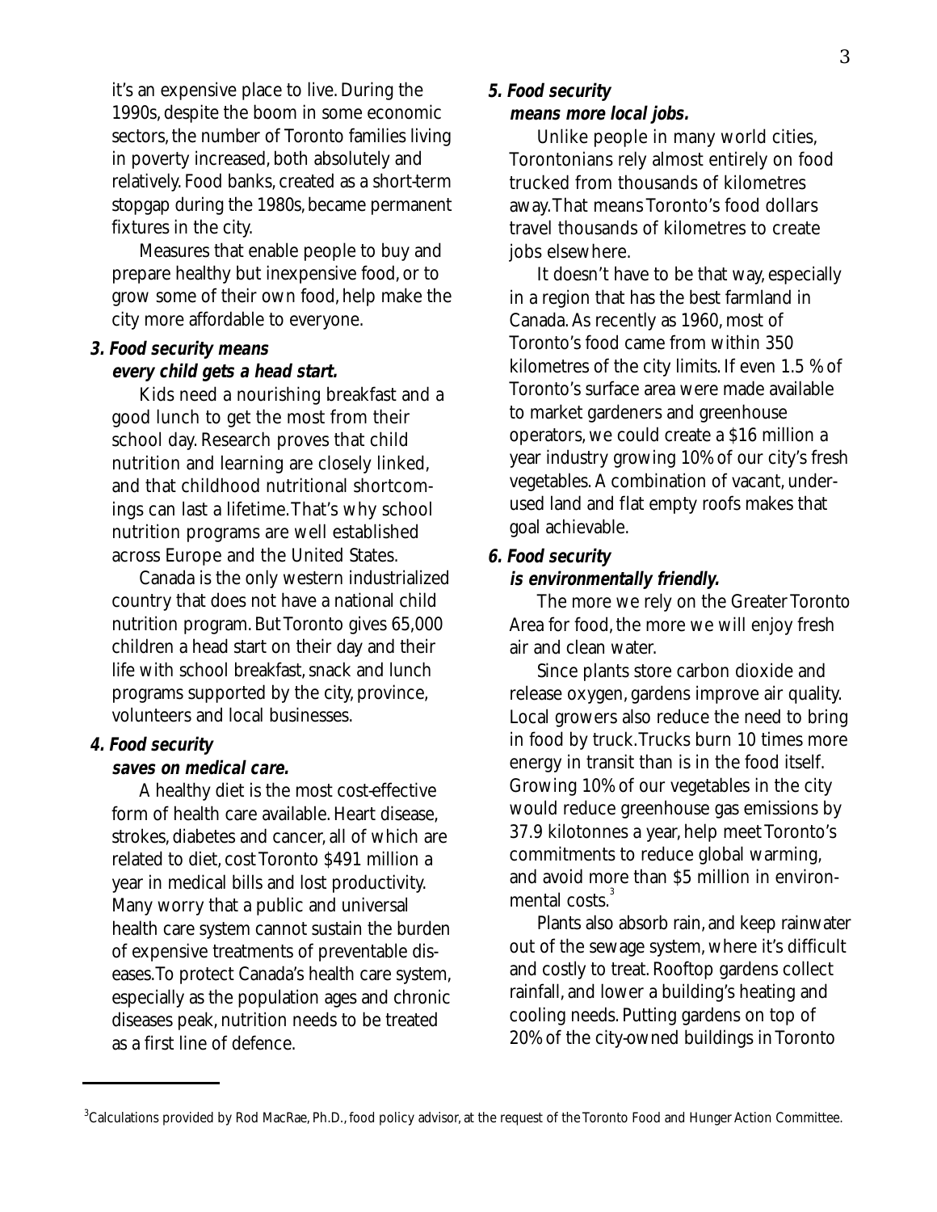it's an expensive place to live. During the 1990s, despite the boom in some economic sectors, the number of Toronto families living in poverty increased, both absolutely and relatively. Food banks, created as a short-term stopgap during the 1980s, became permanent fixtures in the city.

Measures that enable people to buy and prepare healthy but inexpensive food, or to grow some of their own food, help make the city more affordable to everyone.

### 3. Food security means every child gets a head start.

Kids need a nourishing breakfast and a good lunch to get the most from their school day. Research proves that child nutrition and learning are closely linked, and that childhood nutritional shortcomings can last a lifetime. That's why school nutrition programs are well established across Europe and the United States.

Canada is the only western industrialized country that does not have a national child nutrition program. But Toronto gives 65,000 children a head start on their day and their life with school breakfast, snack and lunch programs supported by the city, province, volunteers and local businesses.

### 4. Food security saves on medical care.

A healthy diet is the most cost-effective form of health care available. Heart disease, strokes, diabetes and cancer, all of which are related to diet, cost Toronto $491 million a year in medical bills and lost productivity. Many worry that a public and universal health care system cannot sustain the burden of expensive treatments of preventable diseases. To protect Canada's health care system, especially as the population ages and chronic diseases peak, nutrition needs to be treated as a first line of defence.

### 5. Food security means more local jobs.

Unlike people in many world cities, Torontonians rely almost entirely on food trucked from thousands of kilometres away. That means Toronto's food dollars travel thousands of kilometres to create jobs elsewhere.

It doesn't have to be that way, especially in a region that has the best farmland in Canada. As recently as 1960, most of Toronto's food came from within 350 kilometres of the city limits. If even 1.5 % of Toronto's surface area were made available to market gardeners and greenhouse operators, we could create a $16 million a year industry growing 10% of our city's fresh vegetables. A combination of vacant, underused land and flat empty roofs makes that goal achievable.

### 6. Food security is environmentally friendly.

The more we rely on the Greater Toronto Area for food, the more we will enjoy fresh air and clean water.

Since plants store carbon dioxide and release oxygen, gardens improve air quality. Local growers also reduce the need to bring in food by truck. Trucks burn 10 times more energy in transit than is in the food itself. Growing 10% of our vegetables in the city would reduce greenhouse gas emissions by 37.9 kilotonnes a year, help meet Toronto's commitments to reduce global warming, and avoid more than $5 million in environmental costs.[3]

Plants also absorb rain, and keep rainwater out of the sewage system, where it's difficult and costly to treat. Rooftop gardens collect rainfall, and lower a building's heating and cooling needs. Putting gardens on top of 20% of the city-owned buildings in Toronto

---

[3] Calculations provided by Rod MacRae, Ph.D., food policy advisor, at the request of the Toronto Food and Hunger Action Committee.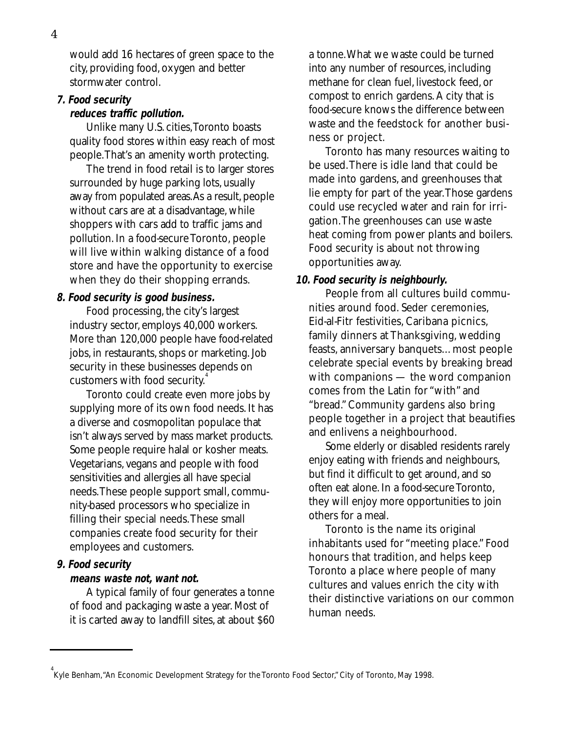would add 16 hectares of green space to the city, providing food, oxygen and better stormwater control.

### *7. Food security reduces traffic pollution.*

Unlike many U.S. cities, Toronto boasts quality food stores within easy reach of most people. That's an amenity worth protecting.

The trend in food retail is to larger stores surrounded by huge parking lots, usually away from populated areas. As a result, people without cars are at a disadvantage, while shoppers with cars add to traffic jams and pollution. In a food-secure Toronto, people will live within walking distance of a food store and have the opportunity to exercise when they do their shopping errands.

### *8. Food security is good business.*

Food processing, the city's largest industry sector, employs 40,000 workers. More than 120,000 people have food-related jobs, in restaurants, shops or marketing. Job security in these businesses depends on customers with food security.[4]

Toronto could create even more jobs by supplying more of its own food needs. It has a diverse and cosmopolitan populace that isn't always served by mass market products. Some people require halal or kosher meats. Vegetarians, vegans and people with food sensitivities and allergies all have special needs. These people support small, community-based processors who specialize in filling their special needs. These small companies create food security for their employees and customers.

### *9. Food security means waste not, want not.*

A typical family of four generates a tonne of food and packaging waste a year. Most of it is carted away to landfill sites, at about $60 a tonne. What we waste could be turned into any number of resources, including methane for clean fuel, livestock feed, or compost to enrich gardens. A city that is food-secure knows the difference between waste and the feedstock for another business or project.

Toronto has many resources waiting to be used. There is idle land that could be made into gardens, and greenhouses that lie empty for part of the year. Those gardens could use recycled water and rain for irrigation. The greenhouses can use waste heat coming from power plants and boilers. Food security is about not throwing opportunities away.

### *10. Food security is neighbourly.*

People from all cultures build communities around food. Seder ceremonies, Eid-al-Fitr festivities, Caribana picnics, family dinners at Thanksgiving, wedding feasts, anniversary banquets… most people celebrate special events by breaking bread with companions — the word companion comes from the Latin for "with" and "bread." Community gardens also bring people together in a project that beautifies and enlivens a neighbourhood.

Some elderly or disabled residents rarely enjoy eating with friends and neighbours, but find it difficult to get around, and so often eat alone. In a food-secure Toronto, they will enjoy more opportunities to join others for a meal.

Toronto is the name its original inhabitants used for "meeting place." Food honours that tradition, and helps keep Toronto a place where people of many cultures and values enrich the city with their distinctive variations on our common human needs.

---

[4] Kyle Benham, "An Economic Development Strategy for the Toronto Food Sector," City of Toronto, May 1998.